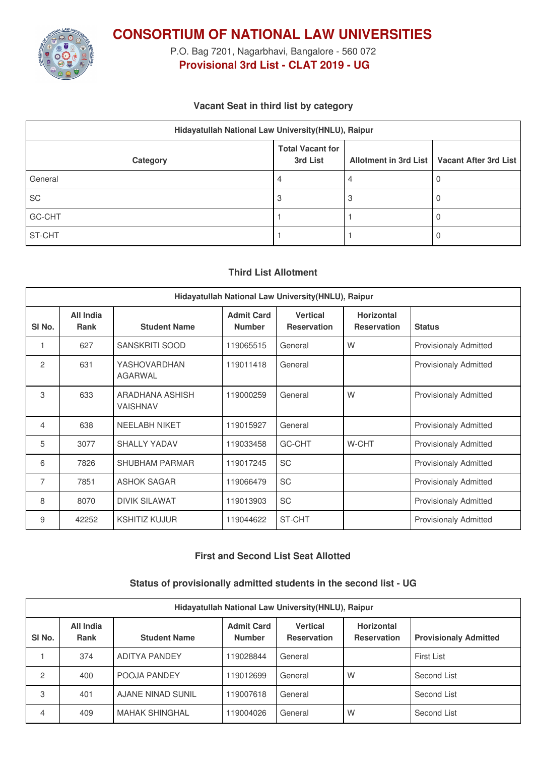# CONSORTIUM OF NATIONAL LAW UNIVERSITIES

P.O. Bag 7201, Nagarbhavi, Bangalore - 560 072

**Provisional 3rd List - CLAT 2019 - UG**

### Vacant Seat in third list by category

| Hidayatullah National Law University(HNLU), Raipur | | | |
|---|---|---|---|
| **Category** | **Total Vacant for 3rd List** | **Allotment in 3rd List** | **Vacant After 3rd List** |
| General | 4 | 4 | 0 |
| SC | 3 | 3 | 0 |
| GC-CHT | 1 | 1 | 0 |
| ST-CHT | 1 | 1 | 0 |

### Third List Allotment

| Hidayatullah National Law University(HNLU), Raipur | | | | | | |
|---|---|---|---|---|---|---|
| **Sl No.** | **All India Rank** | **Student Name** | **Admit Card Number** | **Vertical Reservation** | **Horizontal Reservation** | **Status** |
| 1 | 627 | SANSKRITI SOOD | 119065515 | General | W | Provisionaly Admitted |
| 2 | 631 | YASHOVARDHAN AGARWAL | 119011418 | General | | Provisionaly Admitted |
| 3 | 633 | ARADHANA ASHISH VAISHNAV | 119000259 | General | W | Provisionaly Admitted |
| 4 | 638 | NEELABH NIKET | 119015927 | General | | Provisionaly Admitted |
| 5 | 3077 | SHALLY YADAV | 119033458 | GC-CHT | W-CHT | Provisionaly Admitted |
| 6 | 7826 | SHUBHAM PARMAR | 119017245 | SC | | Provisionaly Admitted |
| 7 | 7851 | ASHOK SAGAR | 119066479 | SC | | Provisionaly Admitted |
| 8 | 8070 | DIVIK SILAWAT | 119013903 | SC | | Provisionaly Admitted |
| 9 | 42252 | KSHITIZ KUJUR | 119044622 | ST-CHT | | Provisionaly Admitted |

### First and Second List Seat Allotted

### Status of provisionally admitted students in the second list - UG

| Hidayatullah National Law University(HNLU), Raipur | | | | | | |
|---|---|---|---|---|---|---|
| **Sl No.** | **All India Rank** | **Student Name** | **Admit Card Number** | **Vertical Reservation** | **Horizontal Reservation** | **Provisionaly Admitted** |
| 1 | 374 | ADITYA PANDEY | 119028844 | General | | First List |
| 2 | 400 | POOJA PANDEY | 119012699 | General | W | Second List |
| 3 | 401 | AJANE NINAD SUNIL | 119007618 | General | | Second List |
| 4 | 409 | MAHAK SHINGHAL | 119004026 | General | W | Second List |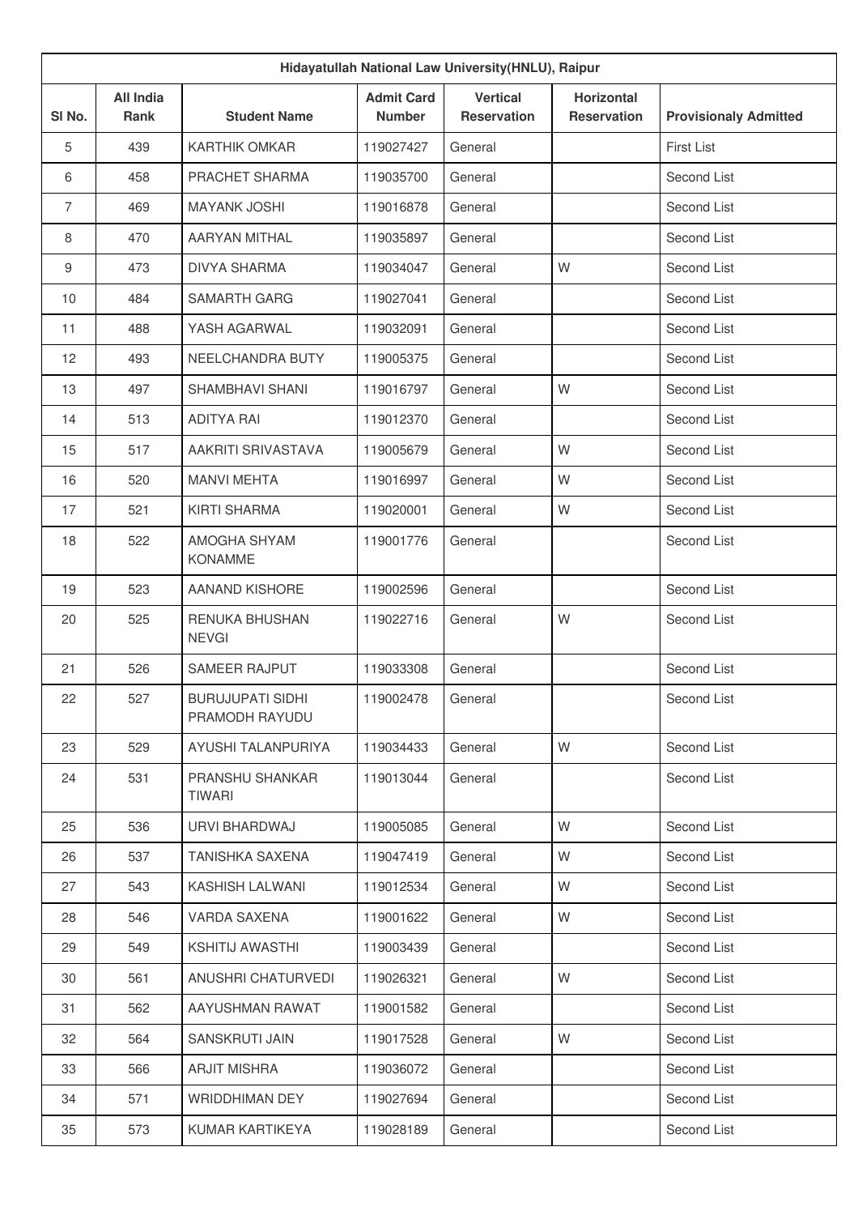| Hidayatullah National Law University(HNLU), Raipur | | | | | | |
|---|---|---|---|---|---|---|
| Sl No. | All India Rank | Student Name | Admit Card Number | Vertical Reservation | Horizontal Reservation | Provisionaly Admitted |
| 5 | 439 | KARTHIK OMKAR | 119027427 | General | | First List |
| 6 | 458 | PRACHET SHARMA | 119035700 | General | | Second List |
| 7 | 469 | MAYANK JOSHI | 119016878 | General | | Second List |
| 8 | 470 | AARYAN MITHAL | 119035897 | General | | Second List |
| 9 | 473 | DIVYA SHARMA | 119034047 | General | W | Second List |
| 10 | 484 | SAMARTH GARG | 119027041 | General | | Second List |
| 11 | 488 | YASH AGARWAL | 119032091 | General | | Second List |
| 12 | 493 | NEELCHANDRA BUTY | 119005375 | General | | Second List |
| 13 | 497 | SHAMBHAVI SHANI | 119016797 | General | W | Second List |
| 14 | 513 | ADITYA RAI | 119012370 | General | | Second List |
| 15 | 517 | AAKRITI SRIVASTAVA | 119005679 | General | W | Second List |
| 16 | 520 | MANVI MEHTA | 119016997 | General | W | Second List |
| 17 | 521 | KIRTI SHARMA | 119020001 | General | W | Second List |
| 18 | 522 | AMOGHA SHYAM KONAMME | 119001776 | General | | Second List |
| 19 | 523 | AANAND KISHORE | 119002596 | General | | Second List |
| 20 | 525 | RENUKA BHUSHAN NEVGI | 119022716 | General | W | Second List |
| 21 | 526 | SAMEER RAJPUT | 119033308 | General | | Second List |
| 22 | 527 | BURUJUPATI SIDHI PRAMODH RAYUDU | 119002478 | General | | Second List |
| 23 | 529 | AYUSHI TALANPURIYA | 119034433 | General | W | Second List |
| 24 | 531 | PRANSHU SHANKAR TIWARI | 119013044 | General | | Second List |
| 25 | 536 | URVI BHARDWAJ | 119005085 | General | W | Second List |
| 26 | 537 | TANISHKA SAXENA | 119047419 | General | W | Second List |
| 27 | 543 | KASHISH LALWANI | 119012534 | General | W | Second List |
| 28 | 546 | VARDA SAXENA | 119001622 | General | W | Second List |
| 29 | 549 | KSHITIJ AWASTHI | 119003439 | General | | Second List |
| 30 | 561 | ANUSHRI CHATURVEDI | 119026321 | General | W | Second List |
| 31 | 562 | AAYUSHMAN RAWAT | 119001582 | General | | Second List |
| 32 | 564 | SANSKRUTI JAIN | 119017528 | General | W | Second List |
| 33 | 566 | ARJIT MISHRA | 119036072 | General | | Second List |
| 34 | 571 | WRIDDHIMAN DEY | 119027694 | General | | Second List |
| 35 | 573 | KUMAR KARTIKEYA | 119028189 | General | | Second List |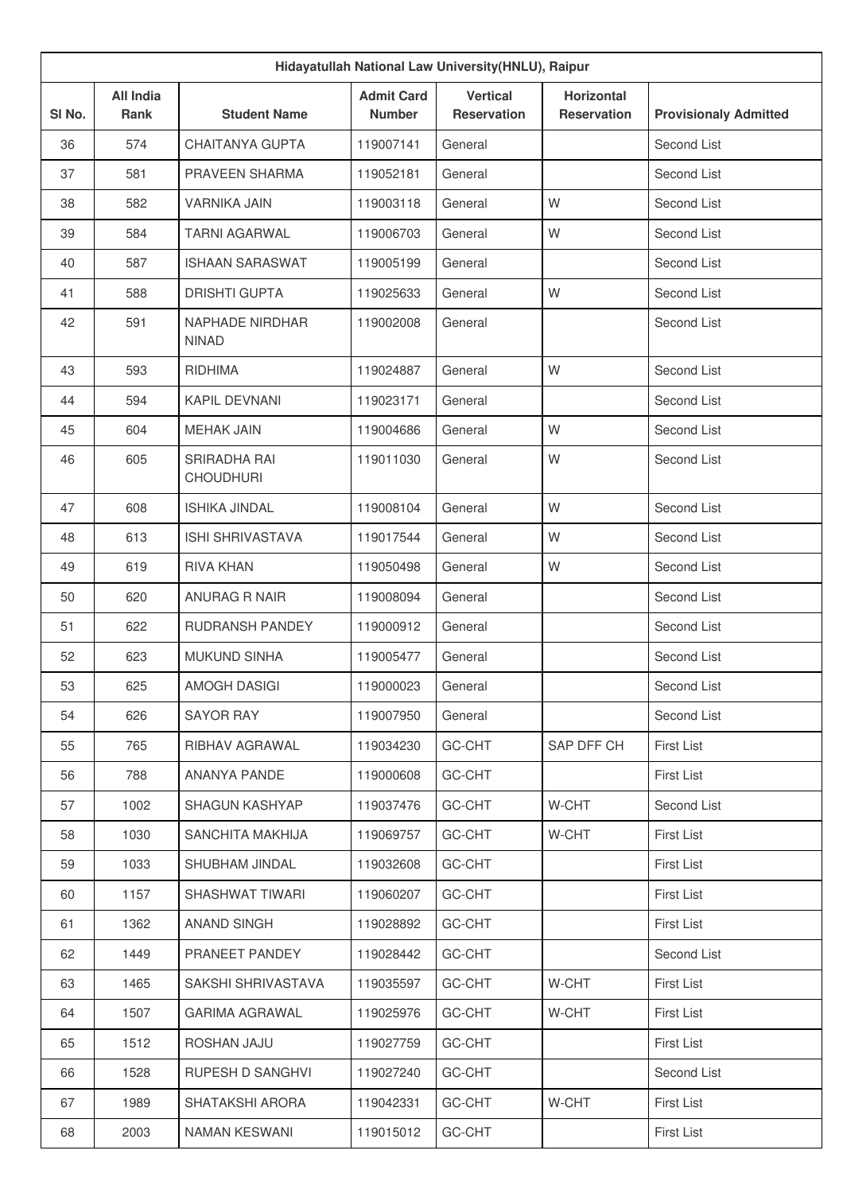| Hidayatullah National Law University(HNLU), Raipur | | | | | | |
|---|---|---|---|---|---|---|
| Sl No. | All India Rank | Student Name | Admit Card Number | Vertical Reservation | Horizontal Reservation | Provisionaly Admitted |
| 36 | 574 | CHAITANYA GUPTA | 119007141 | General | | Second List |
| 37 | 581 | PRAVEEN SHARMA | 119052181 | General | | Second List |
| 38 | 582 | VARNIKA JAIN | 119003118 | General | W | Second List |
| 39 | 584 | TARNI AGARWAL | 119006703 | General | W | Second List |
| 40 | 587 | ISHAAN SARASWAT | 119005199 | General | | Second List |
| 41 | 588 | DRISHTI GUPTA | 119025633 | General | W | Second List |
| 42 | 591 | NAPHADE NIRDHAR NINAD | 119002008 | General | | Second List |
| 43 | 593 | RIDHIMA | 119024887 | General | W | Second List |
| 44 | 594 | KAPIL DEVNANI | 119023171 | General | | Second List |
| 45 | 604 | MEHAK JAIN | 119004686 | General | W | Second List |
| 46 | 605 | SRIRADHA RAI CHOUDHURI | 119011030 | General | W | Second List |
| 47 | 608 | ISHIKA JINDAL | 119008104 | General | W | Second List |
| 48 | 613 | ISHI SHRIVASTAVA | 119017544 | General | W | Second List |
| 49 | 619 | RIVA KHAN | 119050498 | General | W | Second List |
| 50 | 620 | ANURAG R NAIR | 119008094 | General | | Second List |
| 51 | 622 | RUDRANSH PANDEY | 119000912 | General | | Second List |
| 52 | 623 | MUKUND SINHA | 119005477 | General | | Second List |
| 53 | 625 | AMOGH DASIGI | 119000023 | General | | Second List |
| 54 | 626 | SAYOR RAY | 119007950 | General | | Second List |
| 55 | 765 | RIBHAV AGRAWAL | 119034230 | GC-CHT | SAP DFF CH | First List |
| 56 | 788 | ANANYA PANDE | 119000608 | GC-CHT | | First List |
| 57 | 1002 | SHAGUN KASHYAP | 119037476 | GC-CHT | W-CHT | Second List |
| 58 | 1030 | SANCHITA MAKHIJA | 119069757 | GC-CHT | W-CHT | First List |
| 59 | 1033 | SHUBHAM JINDAL | 119032608 | GC-CHT | | First List |
| 60 | 1157 | SHASHWAT TIWARI | 119060207 | GC-CHT | | First List |
| 61 | 1362 | ANAND SINGH | 119028892 | GC-CHT | | First List |
| 62 | 1449 | PRANEET PANDEY | 119028442 | GC-CHT | | Second List |
| 63 | 1465 | SAKSHI SHRIVASTAVA | 119035597 | GC-CHT | W-CHT | First List |
| 64 | 1507 | GARIMA AGRAWAL | 119025976 | GC-CHT | W-CHT | First List |
| 65 | 1512 | ROSHAN JAJU | 119027759 | GC-CHT | | First List |
| 66 | 1528 | RUPESH D SANGHVI | 119027240 | GC-CHT | | Second List |
| 67 | 1989 | SHATAKSHI ARORA | 119042331 | GC-CHT | W-CHT | First List |
| 68 | 2003 | NAMAN KESWANI | 119015012 | GC-CHT | | First List |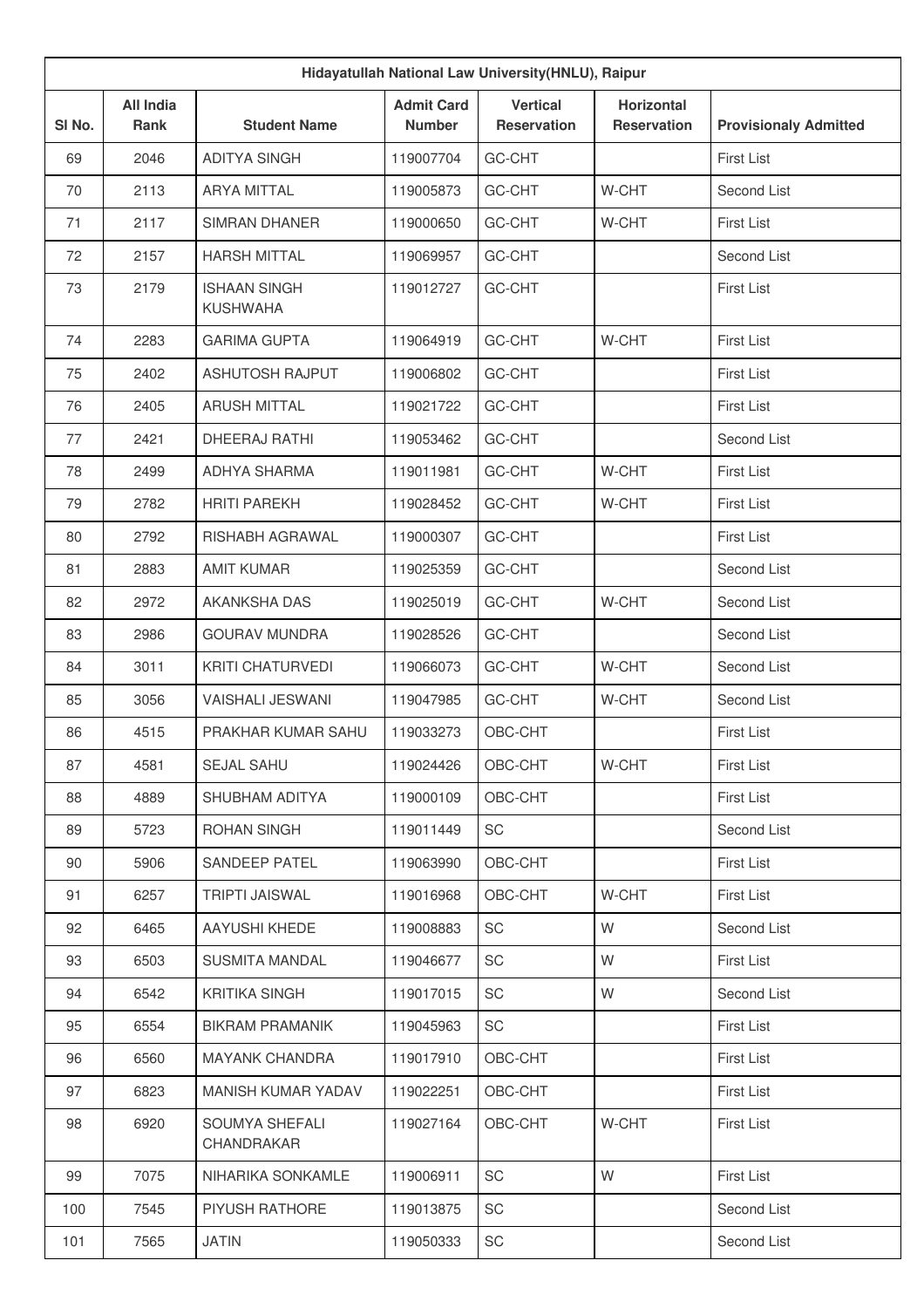| Hidayatullah National Law University(HNLU), Raipur | | | | | | |
|---|---|---|---|---|---|---|
| Sl No. | All India Rank | Student Name | Admit Card Number | Vertical Reservation | Horizontal Reservation | Provisionaly Admitted |
| 69 | 2046 | ADITYA SINGH | 119007704 | GC-CHT | | First List |
| 70 | 2113 | ARYA MITTAL | 119005873 | GC-CHT | W-CHT | Second List |
| 71 | 2117 | SIMRAN DHANER | 119000650 | GC-CHT | W-CHT | First List |
| 72 | 2157 | HARSH MITTAL | 119069957 | GC-CHT | | Second List |
| 73 | 2179 | ISHAAN SINGH KUSHWAHA | 119012727 | GC-CHT | | First List |
| 74 | 2283 | GARIMA GUPTA | 119064919 | GC-CHT | W-CHT | First List |
| 75 | 2402 | ASHUTOSH RAJPUT | 119006802 | GC-CHT | | First List |
| 76 | 2405 | ARUSH MITTAL | 119021722 | GC-CHT | | First List |
| 77 | 2421 | DHEERAJ RATHI | 119053462 | GC-CHT | | Second List |
| 78 | 2499 | ADHYA SHARMA | 119011981 | GC-CHT | W-CHT | First List |
| 79 | 2782 | HRITI PAREKH | 119028452 | GC-CHT | W-CHT | First List |
| 80 | 2792 | RISHABH AGRAWAL | 119000307 | GC-CHT | | First List |
| 81 | 2883 | AMIT KUMAR | 119025359 | GC-CHT | | Second List |
| 82 | 2972 | AKANKSHA DAS | 119025019 | GC-CHT | W-CHT | Second List |
| 83 | 2986 | GOURAV MUNDRA | 119028526 | GC-CHT | | Second List |
| 84 | 3011 | KRITI CHATURVEDI | 119066073 | GC-CHT | W-CHT | Second List |
| 85 | 3056 | VAISHALI JESWANI | 119047985 | GC-CHT | W-CHT | Second List |
| 86 | 4515 | PRAKHAR KUMAR SAHU | 119033273 | OBC-CHT | | First List |
| 87 | 4581 | SEJAL SAHU | 119024426 | OBC-CHT | W-CHT | First List |
| 88 | 4889 | SHUBHAM ADITYA | 119000109 | OBC-CHT | | First List |
| 89 | 5723 | ROHAN SINGH | 119011449 | SC | | Second List |
| 90 | 5906 | SANDEEP PATEL | 119063990 | OBC-CHT | | First List |
| 91 | 6257 | TRIPTI JAISWAL | 119016968 | OBC-CHT | W-CHT | First List |
| 92 | 6465 | AAYUSHI KHEDE | 119008883 | SC | W | Second List |
| 93 | 6503 | SUSMITA MANDAL | 119046677 | SC | W | First List |
| 94 | 6542 | KRITIKA SINGH | 119017015 | SC | W | Second List |
| 95 | 6554 | BIKRAM PRAMANIK | 119045963 | SC | | First List |
| 96 | 6560 | MAYANK CHANDRA | 119017910 | OBC-CHT | | First List |
| 97 | 6823 | MANISH KUMAR YADAV | 119022251 | OBC-CHT | | First List |
| 98 | 6920 | SOUMYA SHEFALI CHANDRAKAR | 119027164 | OBC-CHT | W-CHT | First List |
| 99 | 7075 | NIHARIKA SONKAMLE | 119006911 | SC | W | First List |
| 100 | 7545 | PIYUSH RATHORE | 119013875 | SC | | Second List |
| 101 | 7565 | JATIN | 119050333 | SC | | Second List |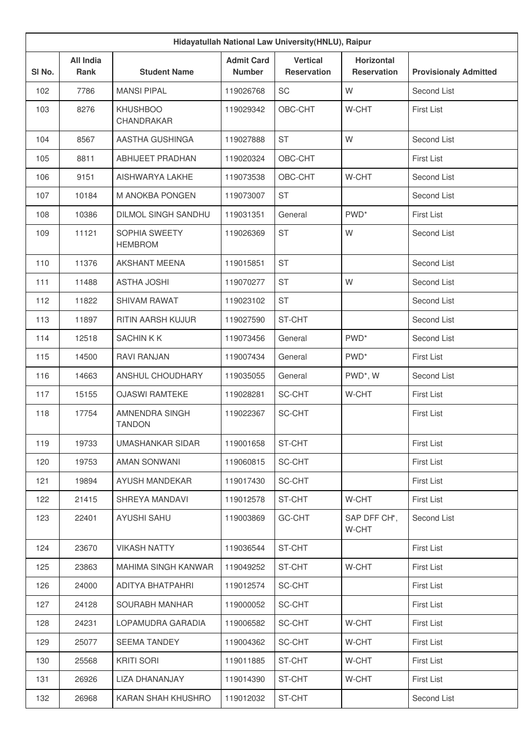| Hidayatullah National Law University(HNLU), Raipur | | | | | | |
|---|---|---|---|---|---|---|
| Sl No. | All India Rank | Student Name | Admit Card Number | Vertical Reservation | Horizontal Reservation | Provisionaly Admitted |
| 102 | 7786 | MANSI PIPAL | 119026768 | SC | W | Second List |
| 103 | 8276 | KHUSHBOO CHANDRAKAR | 119029342 | OBC-CHT | W-CHT | First List |
| 104 | 8567 | AASTHA GUSHINGA | 119027888 | ST | W | Second List |
| 105 | 8811 | ABHIJEET PRADHAN | 119020324 | OBC-CHT | | First List |
| 106 | 9151 | AISHWARYA LAKHE | 119073538 | OBC-CHT | W-CHT | Second List |
| 107 | 10184 | M ANOKBA PONGEN | 119073007 | ST | | Second List |
| 108 | 10386 | DILMOL SINGH SANDHU | 119031351 | General | PWD* | First List |
| 109 | 11121 | SOPHIA SWEETY HEMBROM | 119026369 | ST | W | Second List |
| 110 | 11376 | AKSHANT MEENA | 119015851 | ST | | Second List |
| 111 | 11488 | ASTHA JOSHI | 119070277 | ST | W | Second List |
| 112 | 11822 | SHIVAM RAWAT | 119023102 | ST | | Second List |
| 113 | 11897 | RITIN AARSH KUJUR | 119027590 | ST-CHT | | Second List |
| 114 | 12518 | SACHIN K K | 119073456 | General | PWD* | Second List |
| 115 | 14500 | RAVI RANJAN | 119007434 | General | PWD* | First List |
| 116 | 14663 | ANSHUL CHOUDHARY | 119035055 | General | PWD*, W | Second List |
| 117 | 15155 | OJASWI RAMTEKE | 119028281 | SC-CHT | W-CHT | First List |
| 118 | 17754 | AMNENDRA SINGH TANDON | 119022367 | SC-CHT | | First List |
| 119 | 19733 | UMASHANKAR SIDAR | 119001658 | ST-CHT | | First List |
| 120 | 19753 | AMAN SONWANI | 119060815 | SC-CHT | | First List |
| 121 | 19894 | AYUSH MANDEKAR | 119017430 | SC-CHT | | First List |
| 122 | 21415 | SHREYA MANDAVI | 119012578 | ST-CHT | W-CHT | First List |
| 123 | 22401 | AYUSHI SAHU | 119003869 | GC-CHT | SAP DFF CH*, W-CHT | Second List |
| 124 | 23670 | VIKASH NATTY | 119036544 | ST-CHT | | First List |
| 125 | 23863 | MAHIMA SINGH KANWAR | 119049252 | ST-CHT | W-CHT | First List |
| 126 | 24000 | ADITYA BHATPAHRI | 119012574 | SC-CHT | | First List |
| 127 | 24128 | SOURABH MANHAR | 119000052 | SC-CHT | | First List |
| 128 | 24231 | LOPAMUDRA GARADIA | 119006582 | SC-CHT | W-CHT | First List |
| 129 | 25077 | SEEMA TANDEY | 119004362 | SC-CHT | W-CHT | First List |
| 130 | 25568 | KRITI SORI | 119011885 | ST-CHT | W-CHT | First List |
| 131 | 26926 | LIZA DHANANJAY | 119014390 | ST-CHT | W-CHT | First List |
| 132 | 26968 | KARAN SHAH KHUSHRO | 119012032 | ST-CHT | | Second List |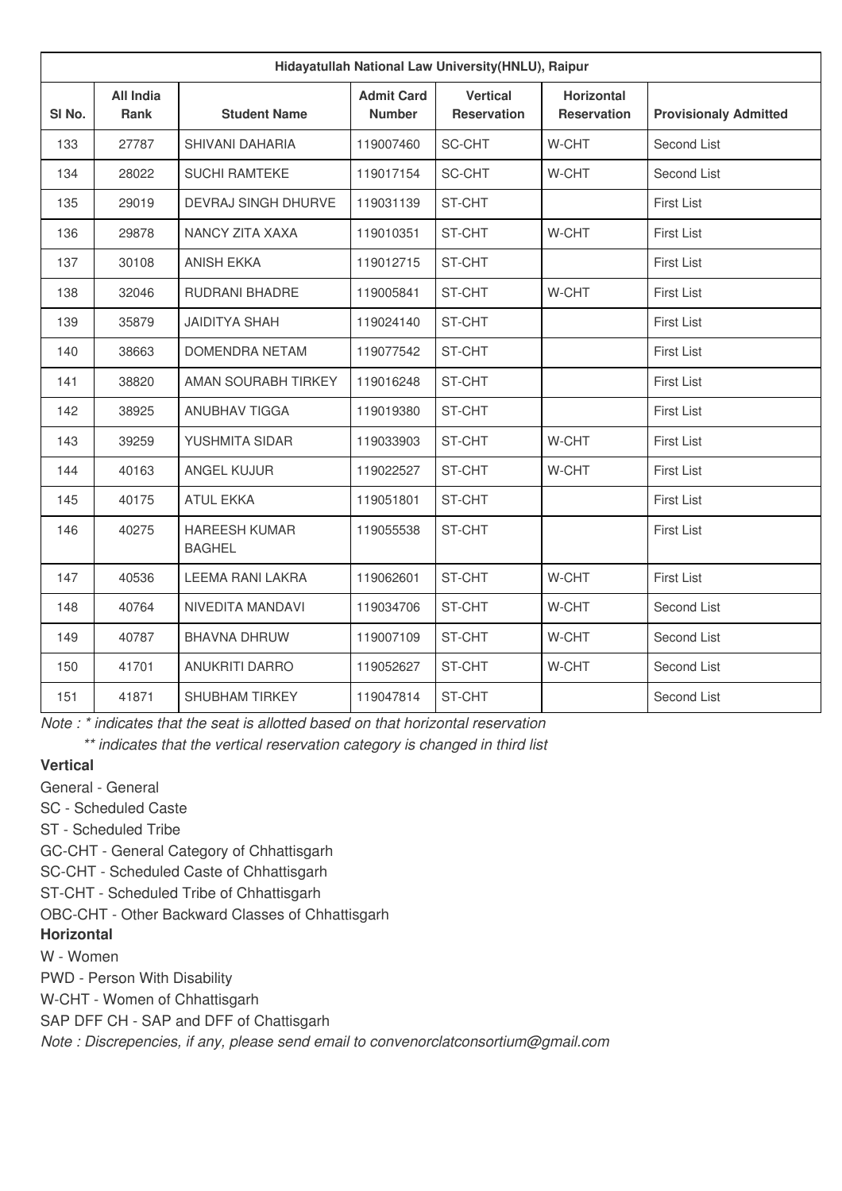| Hidayatullah National Law University(HNLU), Raipur | | | | | | |
|---|---|---|---|---|---|---|
| Sl No. | All India Rank | Student Name | Admit Card Number | Vertical Reservation | Horizontal Reservation | Provisionaly Admitted |
| 133 | 27787 | SHIVANI DAHARIA | 119007460 | SC-CHT | W-CHT | Second List |
| 134 | 28022 | SUCHI RAMTEKE | 119017154 | SC-CHT | W-CHT | Second List |
| 135 | 29019 | DEVRAJ SINGH DHURVE | 119031139 | ST-CHT | | First List |
| 136 | 29878 | NANCY ZITA XAXA | 119010351 | ST-CHT | W-CHT | First List |
| 137 | 30108 | ANISH EKKA | 119012715 | ST-CHT | | First List |
| 138 | 32046 | RUDRANI BHADRE | 119005841 | ST-CHT | W-CHT | First List |
| 139 | 35879 | JAIDITYA SHAH | 119024140 | ST-CHT | | First List |
| 140 | 38663 | DOMENDRA NETAM | 119077542 | ST-CHT | | First List |
| 141 | 38820 | AMAN SOURABH TIRKEY | 119016248 | ST-CHT | | First List |
| 142 | 38925 | ANUBHAV TIGGA | 119019380 | ST-CHT | | First List |
| 143 | 39259 | YUSHMITA SIDAR | 119033903 | ST-CHT | W-CHT | First List |
| 144 | 40163 | ANGEL KUJUR | 119022527 | ST-CHT | W-CHT | First List |
| 145 | 40175 | ATUL EKKA | 119051801 | ST-CHT | | First List |
| 146 | 40275 | HAREESH KUMAR BAGHEL | 119055538 | ST-CHT | | First List |
| 147 | 40536 | LEEMA RANI LAKRA | 119062601 | ST-CHT | W-CHT | First List |
| 148 | 40764 | NIVEDITA MANDAVI | 119034706 | ST-CHT | W-CHT | Second List |
| 149 | 40787 | BHAVNA DHRUW | 119007109 | ST-CHT | W-CHT | Second List |
| 150 | 41701 | ANUKRITI DARRO | 119052627 | ST-CHT | W-CHT | Second List |
| 151 | 41871 | SHUBHAM TIRKEY | 119047814 | ST-CHT | | Second List |

*Note : * indicates that the seat is allotted based on that horizontal reservation*

*** indicates that the vertical reservation category is changed in third list*

**Vertical**

General - General

SC - Scheduled Caste

ST - Scheduled Tribe

GC-CHT - General Category of Chhattisgarh

SC-CHT - Scheduled Caste of Chhattisgarh

ST-CHT - Scheduled Tribe of Chhattisgarh

OBC-CHT - Other Backward Classes of Chhattisgarh

**Horizontal**

W - Women

PWD - Person With Disability

W-CHT - Women of Chhattisgarh

SAP DFF CH - SAP and DFF of Chattisgarh

*Note : Discrepencies, if any, please send email to convenorclatconsortium@gmail.com*